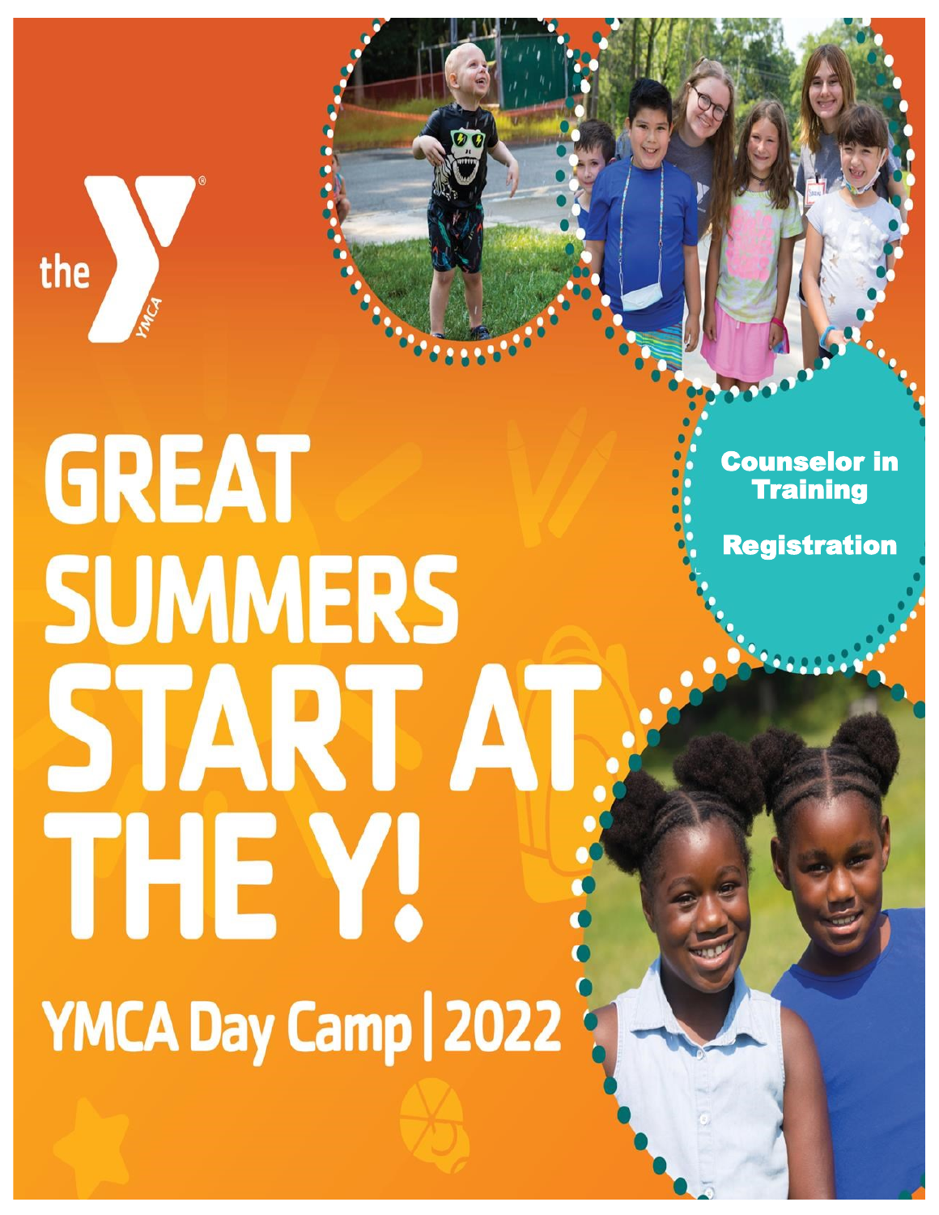the YMCA

# GREAT SUMMERS START AT THE Y!

## YMCA Day Camp | 2022

**Counselor in Training**

**Registration**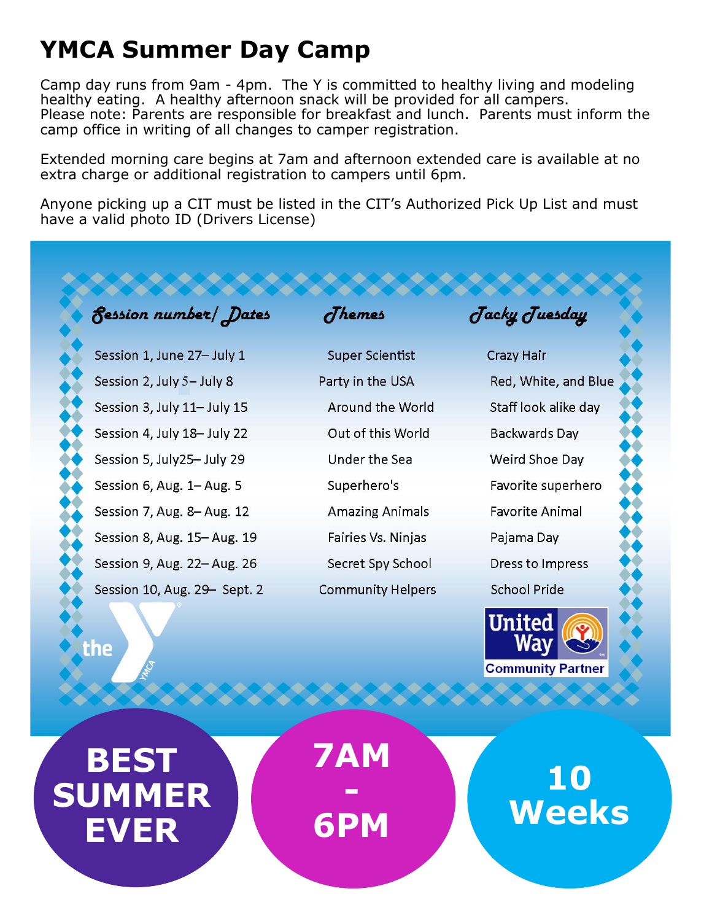# YMCA Summer Day Camp

Camp day runs from 9am - 4pm. The Y is committed to healthy living and modeling healthy eating. A healthy afternoon snack will be provided for all campers. Please note: Parents are responsible for breakfast and lunch. Parents must inform the camp office in writing of all changes to camper registration.

Extended morning care begins at 7am and afternoon extended care is available at no extra charge or additional registration to campers until 6pm.

Anyone picking up a CIT must be listed in the CIT's Authorized Pick Up List and must have a valid photo ID (Drivers License)

| Session number/ Dates | Themes | Tacky Tuesday |
| --- | --- | --- |
| Session 1, June 27– July 1 | Super Scientist | Crazy Hair |
| Session 2, July 5– July 8 | Party in the USA | Red, White, and Blue |
| Session 3, July 11– July 15 | Around the World | Staff look alike day |
| Session 4, July 18– July 22 | Out of this World | Backwards Day |
| Session 5, July25– July 29 | Under the Sea | Weird Shoe Day |
| Session 6, Aug. 1– Aug. 5 | Superhero's | Favorite superhero |
| Session 7, Aug. 8– Aug. 12 | Amazing Animals | Favorite Animal |
| Session 8, Aug. 15– Aug. 19 | Fairies Vs. Ninjas | Pajama Day |
| Session 9, Aug. 22– Aug. 26 | Secret Spy School | Dress to Impress |
| Session 10, Aug. 29– Sept. 2 | Community Helpers | School Pride |

the YMCA

United Way Community Partner

**BEST SUMMER EVER**

**7AM - 6PM**

**10 Weeks**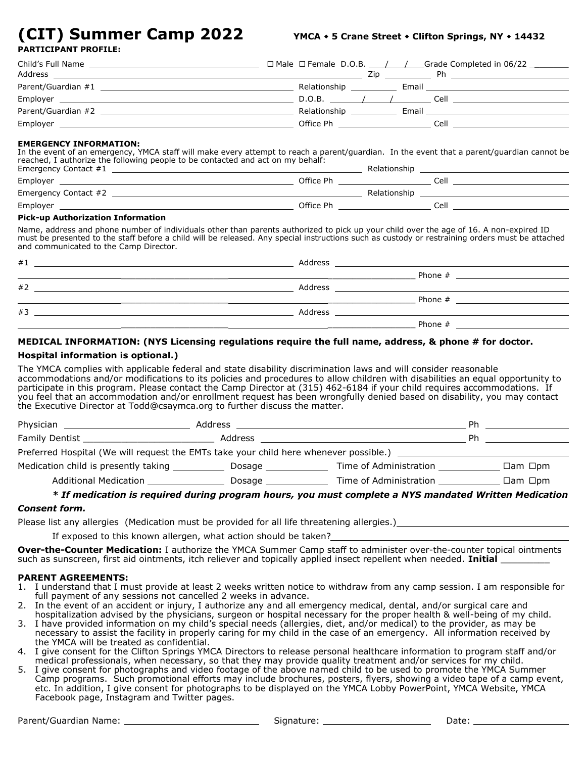# (CIT) Summer Camp 2022

**YMCA • 5 Crane Street • Clifton Springs, NY • 14432**

**PARTICIPANT PROFILE:**

Child's Full Name ______________________ ☐ Male ☐ Female D.O.B. ___/___/___ Grade Completed in 06/22 ______

Address ______________________ Zip ________ Ph ______________

Parent/Guardian #1 ______________________ Relationship ________ Email ______________

Employer ______________________ D.O.B. ____/____/____ Cell ______________

Parent/Guardian #2 ______________________ Relationship ________ Email ______________

Employer ______________________ Office Ph ______________ Cell ______________

**EMERGENCY INFORMATION:**

In the event of an emergency, YMCA staff will make every attempt to reach a parent/guardian. In the event that a parent/guardian cannot be reached, I authorize the following people to be contacted and act on my behalf:

Emergency Contact #1 ______________________ Relationship ______________

Employer ______________________ Office Ph ______________ Cell ______________

Emergency Contact #2 ______________________ Relationship ______________

Employer ______________________ Office Ph ______________ Cell ______________

**Pick-up Authorization Information**

Name, address and phone number of individuals other than parents authorized to pick up your child over the age of 16. A non-expired ID must be presented to the staff before a child will be released. Any special instructions such as custody or restraining orders must be attached and communicated to the Camp Director.

#1 ______________________ Address ______________________
______________________ Phone # ______________

#2 ______________________ Address ______________________
______________________ Phone # ______________

#3 ______________________ Address ______________________
______________________ Phone # ______________

**MEDICAL INFORMATION: (NYS Licensing regulations require the full name, address, & phone # for doctor. Hospital information is optional.)**

The YMCA complies with applicable federal and state disability discrimination laws and will consider reasonable accommodations and/or modifications to its policies and procedures to allow children with disabilities an equal opportunity to participate in this program. Please contact the Camp Director at (315) 462-6184 if your child requires accommodations. If you feel that an accommodation and/or enrollment request has been wrongfully denied based on disability, you may contact the Executive Director at Todd@csaymca.org to further discuss the matter.

Physician ______________ Address ______________________ Ph ______________

Family Dentist ______________ Address ______________________ Ph ______________

Preferred Hospital (We will request the EMTs take your child here whenever possible.) ______________

Medication child is presently taking ________ Dosage ________ Time of Administration ________ ☐am ☐pm

Additional Medication ________ Dosage ________ Time of Administration ________ ☐am ☐pm

***\* If medication is required during program hours, you must complete a NYS mandated Written Medication Consent form.***

Please list any allergies (Medication must be provided for all life threatening allergies.) ______________

If exposed to this known allergen, what action should be taken? ______________

**Over-the-Counter Medication:** I authorize the YMCA Summer Camp staff to administer over-the-counter topical ointments such as sunscreen, first aid ointments, itch reliever and topically applied insect repellent when needed. **Initial** ________

**PARENT AGREEMENTS:**

1. I understand that I must provide at least 2 weeks written notice to withdraw from any camp session. I am responsible for full payment of any sessions not cancelled 2 weeks in advance.
2. In the event of an accident or injury, I authorize any and all emergency medical, dental, and/or surgical care and hospitalization advised by the physicians, surgeon or hospital necessary for the proper health & well-being of my child.
3. I have provided information on my child's special needs (allergies, diet, and/or medical) to the provider, as may be necessary to assist the facility in properly caring for my child in the case of an emergency. All information received by the YMCA will be treated as confidential.
4. I give consent for the Clifton Springs YMCA Directors to release personal healthcare information to program staff and/or medical professionals, when necessary, so that they may provide quality treatment and/or services for my child.
5. I give consent for photographs and video footage of the above named child to be used to promote the YMCA Summer Camp programs. Such promotional efforts may include brochures, posters, flyers, showing a video tape of a camp event, etc. In addition, I give consent for photographs to be displayed on the YMCA Lobby PowerPoint, YMCA Website, YMCA Facebook page, Instagram and Twitter pages.

Parent/Guardian Name: ______________ Signature: ______________ Date: ______________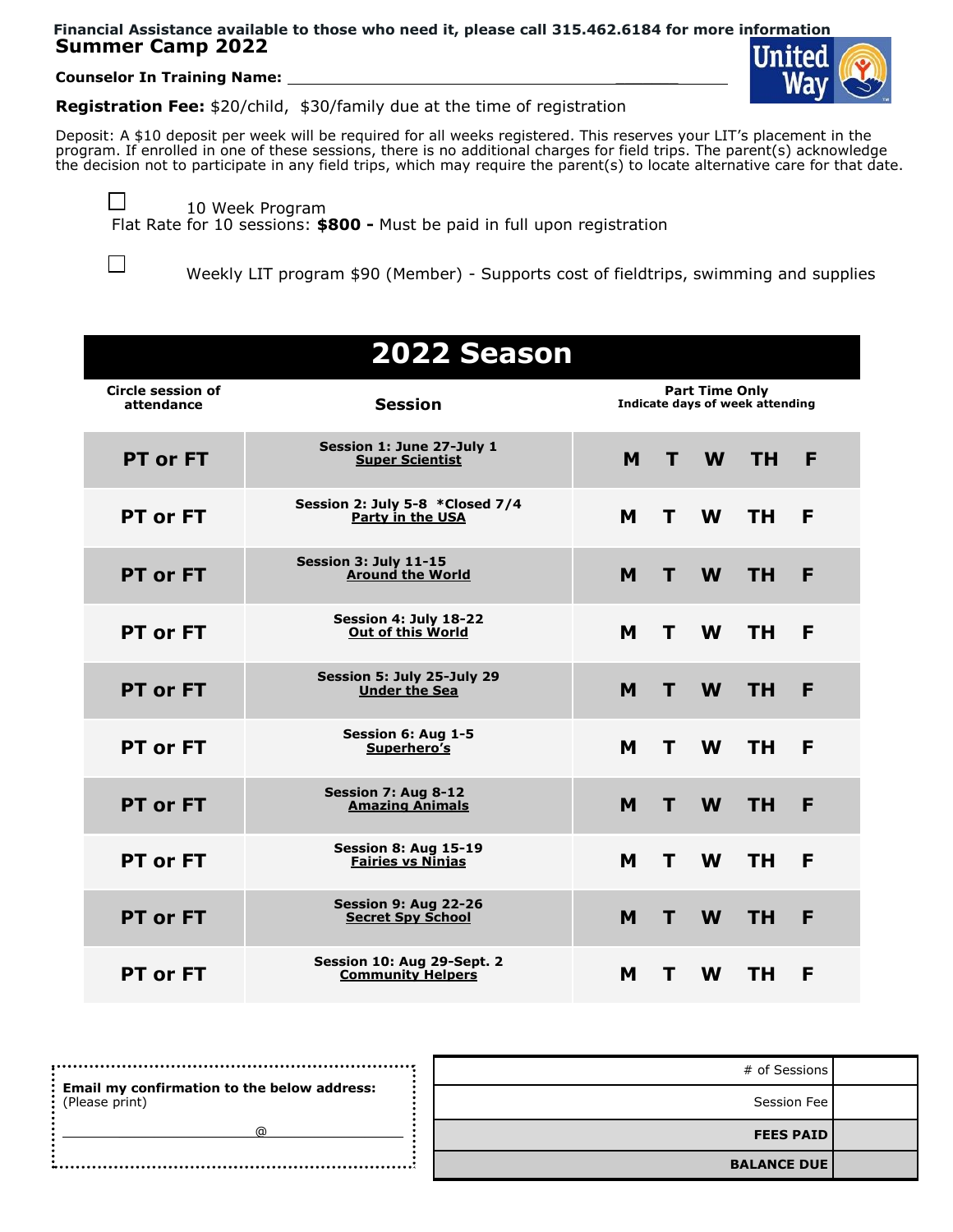**Financial Assistance available to those who need it, please call 315.462.6184 for more information**

## Summer Camp 2022

**Counselor In Training Name:** ________________________________________

**Registration Fee:** $20/child, $30/family due at the time of registration

Deposit: A $10 deposit per week will be required for all weeks registered. This reserves your LIT's placement in the program. If enrolled in one of these sessions, there is no additional charges for field trips. The parent(s) acknowledge the decision not to participate in any field trips, which may require the parent(s) to locate alternative care for that date.

☐ 10 Week Program
Flat Rate for 10 sessions: **$800 -** Must be paid in full upon registration

☐ Weekly LIT program $90 (Member) - Supports cost of fieldtrips, swimming and supplies

## 2022 Season

| Circle session of attendance | Session | Part Time Only<br>Indicate days of week attending |
|---|---|---|
| **PT or FT** | **Session 1: June 27-July 1**<br>**Super Scientist** | **M T W TH F** |
| **PT or FT** | **Session 2: July 5-8 *Closed 7/4**<br>**Party in the USA** | **M T W TH F** |
| **PT or FT** | **Session 3: July 11-15**<br>**Around the World** | **M T W TH F** |
| **PT or FT** | **Session 4: July 18-22**<br>**Out of this World** | **M T W TH F** |
| **PT or FT** | **Session 5: July 25-July 29**<br>**Under the Sea** | **M T W TH F** |
| **PT or FT** | **Session 6: Aug 1-5**<br>**Superhero's** | **M T W TH F** |
| **PT or FT** | **Session 7: Aug 8-12**<br>**Amazing Animals** | **M T W TH F** |
| **PT or FT** | **Session 8: Aug 15-19**<br>**Fairies vs Ninjas** | **M T W TH F** |
| **PT or FT** | **Session 9: Aug 22-26**<br>**Secret Spy School** | **M T W TH F** |
| **PT or FT** | **Session 10: Aug 29-Sept. 2**<br>**Community Helpers** | **M T W TH F** |

**Email my confirmation to the below address:**
(Please print)

_______________@_______________

| | |
|---|---|
| # of Sessions | |
| Session Fee | |
| **FEES PAID** | |
| **BALANCE DUE** | |